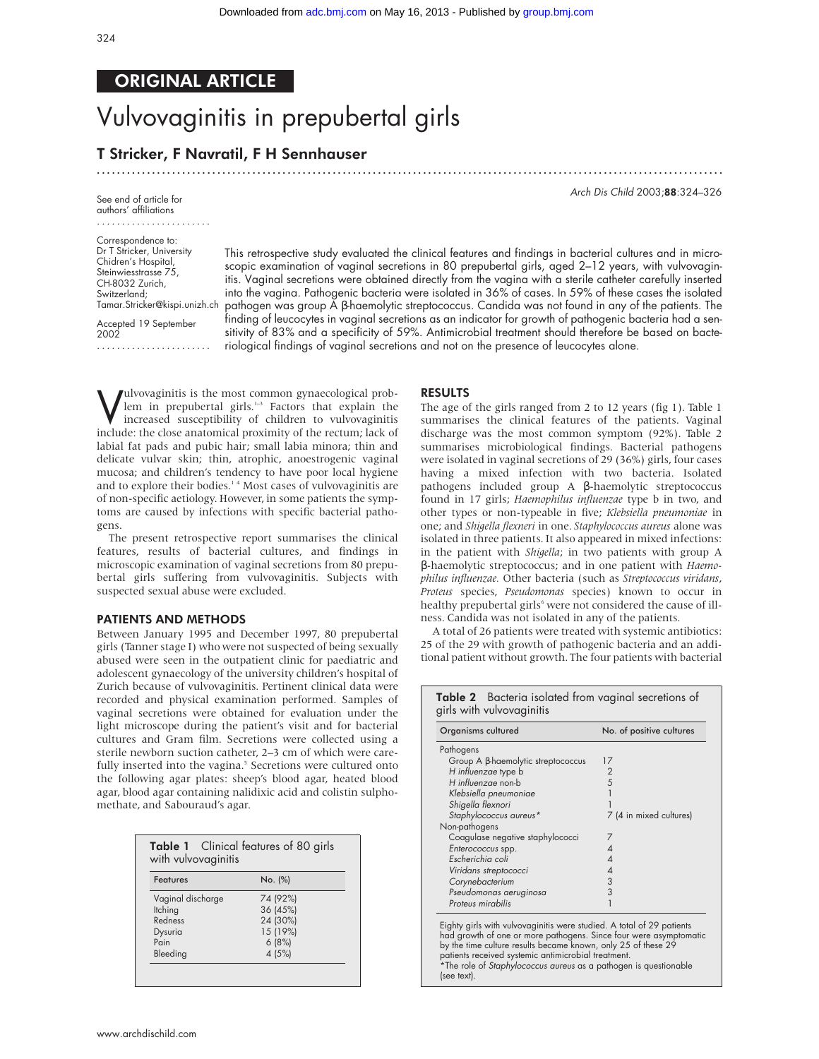ORIGINAL ARTICLE

# Vulvovaginitis in prepubertal girls

## T Stricker, F Navratil, F H Sennhauser

See end of article for authors' affiliations

Correspondence to: Dr T Stricker, University Chidren's Hospital, Steinwiesstrasse 75, CH-8032 Zurich, Switzerland; Tamar.Stricker@kispi.unizh.ch

Accepted 19 September 2002

This retrospective study evaluated the clinical features and findings in bacterial cultures and in microscopic examination of vaginal secretions in 80 prepubertal girls, aged 2–12 years, with vulvovaginitis. Vaginal secretions were obtained directly from the vagina with a sterile catheter carefully inserted into the vagina. Pathogenic bacteria were isolated in 36% of cases. In 59% of these cases the isolated pathogen was group A β-haemolytic streptococcus. Candida was not found in any of the patients. The finding of leucocytes in vaginal secretions as an indicator for growth of pathogenic bacteria had a sensitivity of 83% and a specificity of 59%. Antimicrobial treatment should therefore be based on bacteriological findings of vaginal secretions and not on the presence of leucocytes alone.

Vulvovaginitis is the most common gynaecological problem in prepubertal girls.[1–3] Factors that explain the increased susceptibility of children to vulvovaginitis include: the close anatomical proximity of the rectum; lack of labial fat pads and pubic hair; small labia minora; thin and delicate vulvar skin; thin, atrophic, anoestrogenic vaginal mucosa; and children's tendency to have poor local hygiene and to explore their bodies.[1,4] Most cases of vulvovaginitis are of non-specific aetiology. However, in some patients the symptoms are caused by infections with specific bacterial pathogens.

The present retrospective report summarises the clinical features, results of bacterial cultures, and findings in microscopic examination of vaginal secretions from 80 prepubertal girls suffering from vulvovaginitis. Subjects with suspected sexual abuse were excluded.

## PATIENTS AND METHODS

Between January 1995 and December 1997, 80 prepubertal girls (Tanner stage I) who were not suspected of being sexually abused were seen in the outpatient clinic for paediatric and adolescent gynaecology of the university children's hospital of Zurich because of vulvovaginitis. Pertinent clinical data were recorded and physical examination performed. Samples of vaginal secretions were obtained for evaluation under the light microscope during the patient's visit and for bacterial cultures and Gram film. Secretions were collected using a sterile newborn suction catheter, 2–3 cm of which were carefully inserted into the vagina.[5] Secretions were cultured onto the following agar plates: sheep's blood agar, heated blood agar, blood agar containing nalidixic acid and colistin sulphomethate, and Sabouraud's agar.

**Table 1** Clinical features of 80 girls with vulvovaginitis

| Features | No. (%) |
|---|---|
| Vaginal discharge | 74 (92%) |
| Itching | 36 (45%) |
| Redness | 24 (30%) |
| Dysuria | 15 (19%) |
| Pain | 6 (8%) |
| Bleeding | 4 (5%) |

## RESULTS

The age of the girls ranged from 2 to 12 years (fig 1). Table 1 summarises the clinical features of the patients. Vaginal discharge was the most common symptom (92%). Table 2 summarises microbiological findings. Bacterial pathogens were isolated in vaginal secretions of 29 (36%) girls, four cases having a mixed infection with two bacteria. Isolated pathogens included group A β-haemolytic streptococcus found in 17 girls; *Haemophilus influenzae* type b in two, and other types or non-typeable in five; *Klebsiella pneumoniae* in one; and *Shigella flexneri* in one. *Staphylococcus aureus* alone was isolated in three patients. It also appeared in mixed infections: in the patient with *Shigella*; in two patients with group A β-haemolytic streptococcus; and in one patient with *Haemophilus influenzae.* Other bacteria (such as *Streptococcus viridans*, *Proteus* species, *Pseudomonas* species) known to occur in healthy prepubertal girls[6] were not considered the cause of illness. Candida was not isolated in any of the patients.

A total of 26 patients were treated with systemic antibiotics: 25 of the 29 with growth of pathogenic bacteria and an additional patient without growth. The four patients with bacterial

**Table 2** Bacteria isolated from vaginal secretions of girls with vulvovaginitis

| Organisms cultured | No. of positive cultures |
|---|---|
| Pathogens | |
| Group A β-haemolytic streptococcus | 17 |
| *H influenzae* type b | 2 |
| *H influenzae* non-b | 5 |
| *Klebsiella pneumoniae* | 1 |
| *Shigella flexnori* | 1 |
| *Staphylococcus aureus** | 7 (4 in mixed cultures) |
| Non-pathogens | |
| Coagulase negative staphylococci | 7 |
| *Enterococcus* spp. | 4 |
| *Escherichia coli* | 4 |
| *Viridans streptococci* | 4 |
| *Corynebacterium* | 3 |
| *Pseudomonas aeruginosa* | 3 |
| *Proteus mirabilis* | 1 |

Eighty girls with vulvovaginitis were studied. A total of 29 patients had growth of one or more pathogens. Since four were asymptomatic by the time culture results became known, only 25 of these 29 patients received systemic antimicrobial treatment.
*The role of *Staphylococcus aureus* as a pathogen is questionable (see text).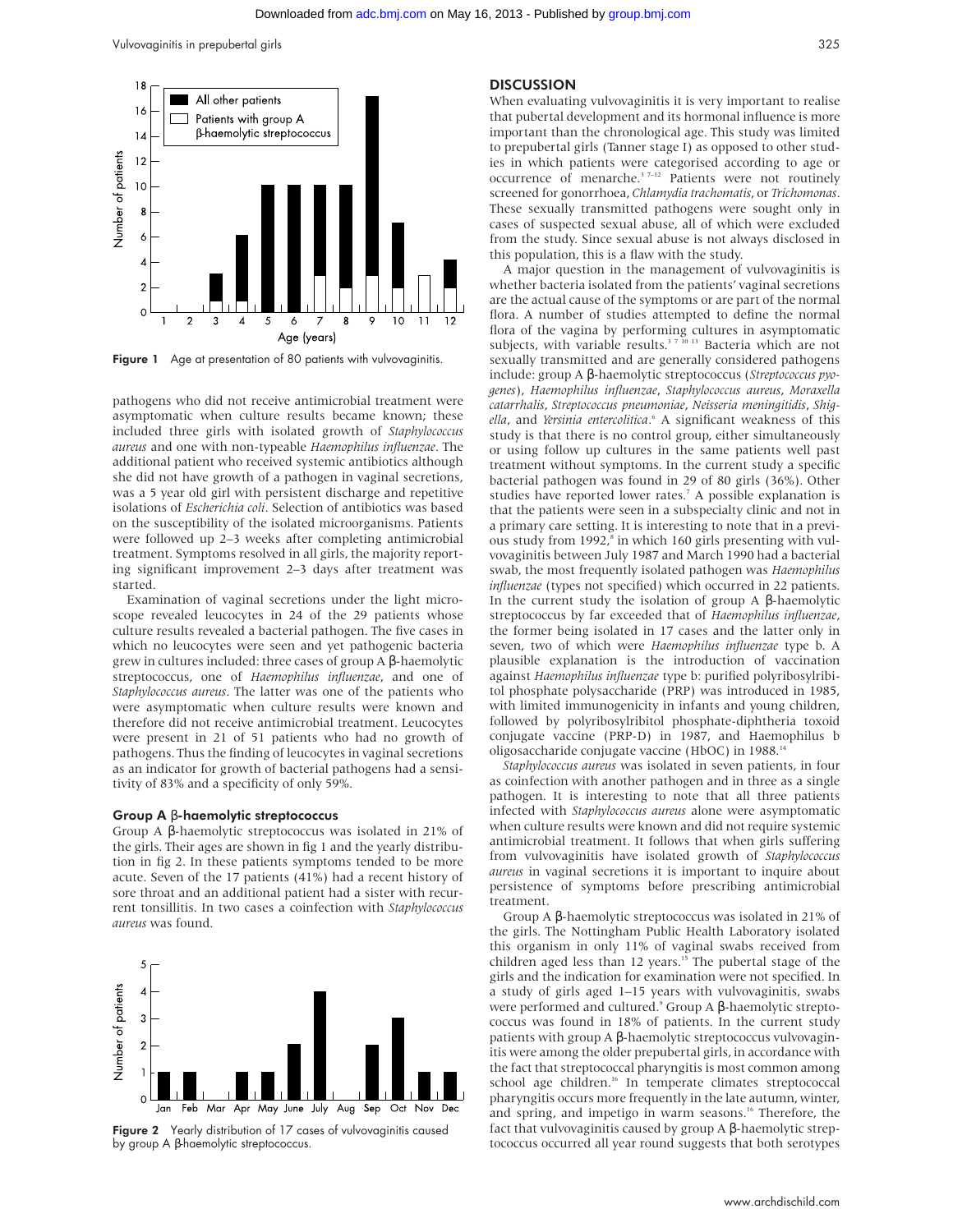Figure 1 Age at presentation of 80 patients with vulvovaginitis.

pathogens who did not receive antimicrobial treatment were asymptomatic when culture results became known; these included three girls with isolated growth of *Staphylococcus aureus* and one with non-typeable *Haemophilus influenzae*. The additional patient who received systemic antibiotics although she did not have growth of a pathogen in vaginal secretions, was a 5 year old girl with persistent discharge and repetitive isolations of *Escherichia coli*. Selection of antibiotics was based on the susceptibility of the isolated microorganisms. Patients were followed up 2–3 weeks after completing antimicrobial treatment. Symptoms resolved in all girls, the majority reporting significant improvement 2–3 days after treatment was started.

Examination of vaginal secretions under the light microscope revealed leucocytes in 24 of the 29 patients whose culture results revealed a bacterial pathogen. The five cases in which no leucocytes were seen and yet pathogenic bacteria grew in cultures included: three cases of group A β-haemolytic streptococcus, one of *Haemophilus influenzae*, and one of *Staphylococcus aureus*. The latter was one of the patients who were asymptomatic when culture results were known and therefore did not receive antimicrobial treatment. Leucocytes were present in 21 of 51 patients who had no growth of pathogens. Thus the finding of leucocytes in vaginal secretions as an indicator for growth of bacterial pathogens had a sensitivity of 83% and a specificity of only 59%.

### Group A β-haemolytic streptococcus

Group A β-haemolytic streptococcus was isolated in 21% of the girls. Their ages are shown in fig 1 and the yearly distribution in fig 2. In these patients symptoms tended to be more acute. Seven of the 17 patients (41%) had a recent history of sore throat and an additional patient had a sister with recurrent tonsillitis. In two cases a coinfection with *Staphylococcus aureus* was found.

Figure 2 Yearly distribution of 17 cases of vulvovaginitis caused by group A β-haemolytic streptococcus.

## DISCUSSION

When evaluating vulvovaginitis it is very important to realise that pubertal development and its hormonal influence is more important than the chronological age. This study was limited to prepubertal girls (Tanner stage I) as opposed to other studies in which patients were categorised according to age or occurrence of menarche.[3 7–12] Patients were not routinely screened for gonorrhoea, *Chlamydia trachomatis*, or *Trichomonas*. These sexually transmitted pathogens were sought only in cases of suspected sexual abuse, all of which were excluded from the study. Since sexual abuse is not always disclosed in this population, this is a flaw with the study.

A major question in the management of vulvovaginitis is whether bacteria isolated from the patients' vaginal secretions are the actual cause of the symptoms or are part of the normal flora. A number of studies attempted to define the normal flora of the vagina by performing cultures in asymptomatic subjects, with variable results.[3 7 10 13] Bacteria which are not sexually transmitted and are generally considered pathogens include: group A β-haemolytic streptococcus (*Streptococcus pyogenes*), *Haemophilus influenzae*, *Staphylococcus aureus*, *Moraxella catarrhalis*, *Streptococcus pneumoniae*, *Neisseria meningitidis*, *Shigella*, and *Yersinia entercolitica*.[6] A significant weakness of this study is that there is no control group, either simultaneously or using follow up cultures in the same patients well past treatment without symptoms. In the current study a specific bacterial pathogen was found in 29 of 80 girls (36%). Other studies have reported lower rates.[7] A possible explanation is that the patients were seen in a subspecialty clinic and not in a primary care setting. It is interesting to note that in a previous study from 1992,[8] in which 160 girls presenting with vulvovaginitis between July 1987 and March 1990 had a bacterial swab, the most frequently isolated pathogen was *Haemophilus influenzae* (types not specified) which occurred in 22 patients. In the current study the isolation of group A β-haemolytic streptococcus by far exceeded that of *Haemophilus influenzae*, the former being isolated in 17 cases and the latter only in seven, two of which were *Haemophilus influenzae* type b. A plausible explanation is the introduction of vaccination against *Haemophilus influenzae* type b: purified polyribosylribitol phosphate polysaccharide (PRP) was introduced in 1985, with limited immunogenicity in infants and young children, followed by polyribosylribitol phosphate-diphtheria toxoid conjugate vaccine (PRP-D) in 1987, and Haemophilus b oligosaccharide conjugate vaccine (HbOC) in 1988.[14]

*Staphylococcus aureus* was isolated in seven patients, in four as coinfection with another pathogen and in three as a single pathogen. It is interesting to note that all three patients infected with *Staphylococcus aureus* alone were asymptomatic when culture results were known and did not require systemic antimicrobial treatment. It follows that when girls suffering from vulvovaginitis have isolated growth of *Staphylococcus aureus* in vaginal secretions it is important to inquire about persistence of symptoms before prescribing antimicrobial treatment.

Group A β-haemolytic streptococcus was isolated in 21% of the girls. The Nottingham Public Health Laboratory isolated this organism in only 11% of vaginal swabs received from children aged less than 12 years.[15] The pubertal stage of the girls and the indication for examination were not specified. In a study of girls aged 1–15 years with vulvovaginitis, swabs were performed and cultured.[9] Group A β-haemolytic streptococcus was found in 18% of patients. In the current study patients with group A β-haemolytic streptococcus vulvovaginitis were among the older prepubertal girls, in accordance with the fact that streptococcal pharyngitis is most common among school age children.[16] In temperate climates streptococcal pharyngitis occurs more frequently in the late autumn, winter, and spring, and impetigo in warm seasons.[16] Therefore, the fact that vulvovaginitis caused by group A β-haemolytic streptococcus occurred all year round suggests that both serotypes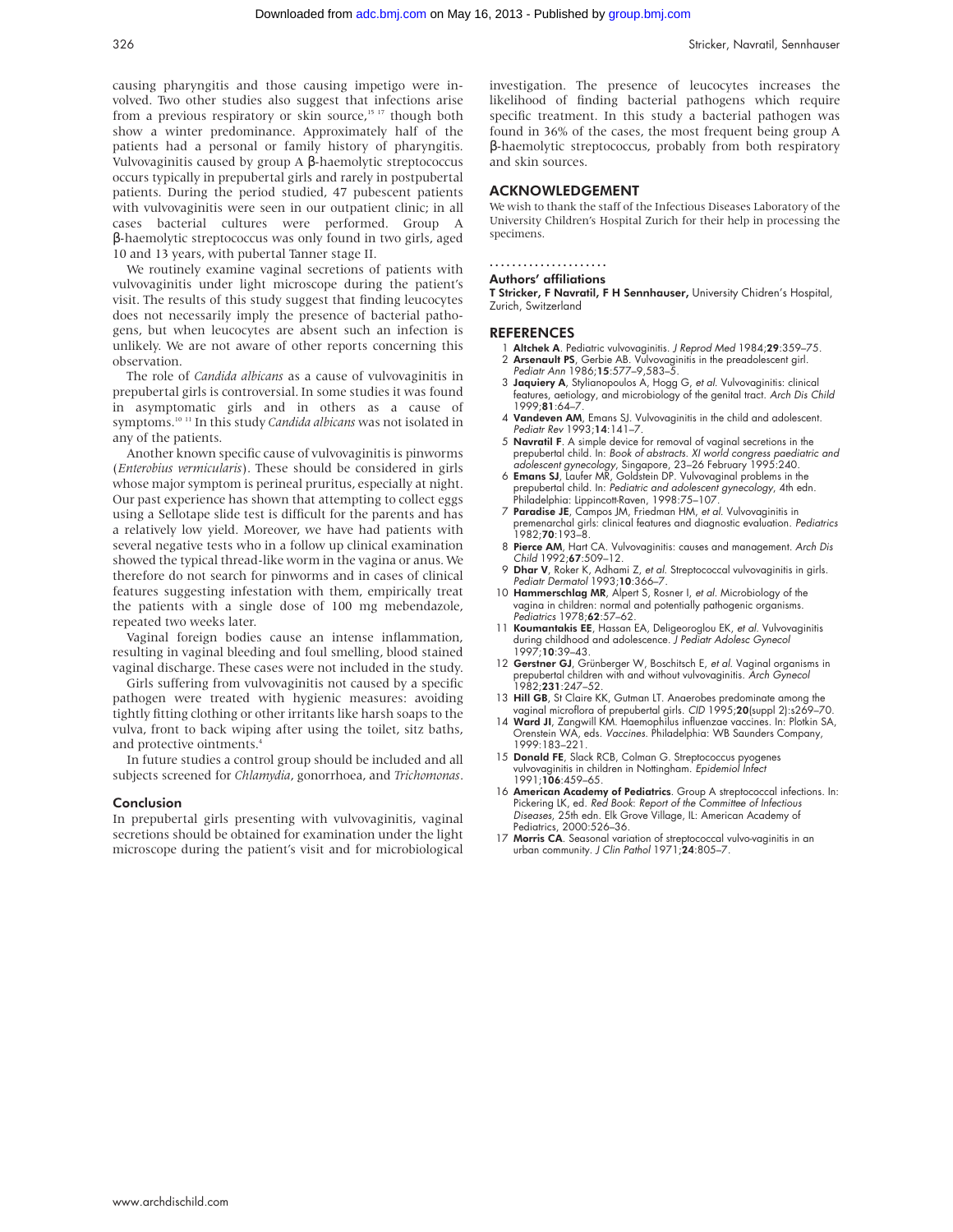causing pharyngitis and those causing impetigo were involved. Two other studies also suggest that infections arise from a previous respiratory or skin source,[15 17] though both show a winter predominance. Approximately half of the patients had a personal or family history of pharyngitis. Vulvovaginitis caused by group A β-haemolytic streptococcus occurs typically in prepubertal girls and rarely in postpubertal patients. During the period studied, 47 pubescent patients with vulvovaginitis were seen in our outpatient clinic; in all cases bacterial cultures were performed. Group A β-haemolytic streptococcus was only found in two girls, aged 10 and 13 years, with pubertal Tanner stage II.

We routinely examine vaginal secretions of patients with vulvovaginitis under light microscope during the patient's visit. The results of this study suggest that finding leucocytes does not necessarily imply the presence of bacterial pathogens, but when leucocytes are absent such an infection is unlikely. We are not aware of other reports concerning this observation.

The role of *Candida albicans* as a cause of vulvovaginitis in prepubertal girls is controversial. In some studies it was found in asymptomatic girls and in others as a cause of symptoms.[10 11] In this study *Candida albicans* was not isolated in any of the patients.

Another known specific cause of vulvovaginitis is pinworms (*Enterobius vermicularis*). These should be considered in girls whose major symptom is perineal pruritus, especially at night. Our past experience has shown that attempting to collect eggs using a Sellotape slide test is difficult for the parents and has a relatively low yield. Moreover, we have had patients with several negative tests who in a follow up clinical examination showed the typical thread-like worm in the vagina or anus. We therefore do not search for pinworms and in cases of clinical features suggesting infestation with them, empirically treat the patients with a single dose of 100 mg mebendazole, repeated two weeks later.

Vaginal foreign bodies cause an intense inflammation, resulting in vaginal bleeding and foul smelling, blood stained vaginal discharge. These cases were not included in the study.

Girls suffering from vulvovaginitis not caused by a specific pathogen were treated with hygienic measures: avoiding tightly fitting clothing or other irritants like harsh soaps to the vulva, front to back wiping after using the toilet, sitz baths, and protective ointments.[4]

In future studies a control group should be included and all subjects screened for *Chlamydia*, gonorrhoea, and *Trichomonas*.

### Conclusion

In prepubertal girls presenting with vulvovaginitis, vaginal secretions should be obtained for examination under the light microscope during the patient's visit and for microbiological investigation. The presence of leucocytes increases the likelihood of finding bacterial pathogens which require specific treatment. In this study a bacterial pathogen was found in 36% of the cases, the most frequent being group A β-haemolytic streptococcus, probably from both respiratory and skin sources.

## ACKNOWLEDGEMENT

We wish to thank the staff of the Infectious Diseases Laboratory of the University Children's Hospital Zurich for their help in processing the specimens.

### Authors' affiliations

**T Stricker, F Navratil, F H Sennhauser,** University Children's Hospital, Zurich, Switzerland

## REFERENCES

1. **Altchek A**. Pediatric vulvovaginitis. *J Reprod Med* 1984;**29**:359–75.
2. **Arsenault PS**, Gerbie AB. Vulvovaginitis in the preadolescent girl. *Pediatr Ann* 1986;**15**:577–9,583–5.
3. **Jaquiery A**, Stylianopoulos A, Hogg G, *et al*. Vulvovaginitis: clinical features, aetiology, and microbiology of the genital tract. *Arch Dis Child* 1999;**81**:64–7.
4. **Vandeven AM**, Emans SJ. Vulvovaginitis in the child and adolescent. *Pediatr Rev* 1993;**14**:141–7.
5. **Navratil F**. A simple device for removal of vaginal secretions in the prepubertal child. In: *Book of abstracts. XI world congress paediatric and adolescent gynecology*, Singapore, 23–26 February 1995:240.
6. **Emans SJ**, Laufer MR, Goldstein DP. Vulvovaginal problems in the prepubertal child. In: *Pediatric and adolescent gynecology*, 4th edn. Philadelphia: Lippincott-Raven, 1998:75–107.
7. **Paradise JE**, Campos JM, Friedman HM, *et al*. Vulvovaginitis in premenarchal girls: clinical features and diagnostic evaluation. *Pediatrics* 1982;**70**:193–8.
8. **Pierce AM**, Hart CA. Vulvovaginitis: causes and management. *Arch Dis Child* 1992;**67**:509–12.
9. **Dhar V**, Roker K, Adhami Z, *et al*. Streptococcal vulvovaginitis in girls. *Pediatr Dermatol* 1993;**10**:366–7.
10. **Hammerschlag MR**, Alpert S, Rosner I, *et al*. Microbiology of the vagina in children: normal and potentially pathogenic organisms. *Pediatrics* 1978;**62**:57–62.
11. **Koumantakis EE**, Hassan EA, Deligeoroglou EK, *et al*. Vulvovaginitis during childhood and adolescence. *J Pediatr Adolesc Gynecol* 1997;**10**:39–43.
12. **Gerstner GJ**, Grünberger W, Boschitsch E, *et al*. Vaginal organisms in prepubertal children with and without vulvovaginitis. *Arch Gynecol* 1982;**231**:247–52.
13. **Hill GB**, St Claire KK, Gutman LT. Anaerobes predominate among the vaginal microflora of prepubertal girls. *CID* 1995;**20**(suppl 2):s269–70.
14. **Ward JI**, Zangwill KM. Haemophilus influenzae vaccines. In: Plotkin SA, Orenstein WA, eds. *Vaccines*. Philadelphia: WB Saunders Company, 1999:183–221.
15. **Donald FE**, Slack RCB, Colman G. Streptococcus pyogenes vulvovaginitis in children in Nottingham. *Epidemiol Infect* 1991;**106**:459–65.
16. **American Academy of Pediatrics**. Group A streptococcal infections. In: Pickering LK, ed. *Red Book: Report of the Committee of Infectious Diseases*, 25th edn. Elk Grove Village, IL: American Academy of Pediatrics, 2000:526–36.
17. **Morris CA**. Seasonal variation of streptococcal vulvo-vaginitis in an urban community. *J Clin Pathol* 1971;**24**:805–7.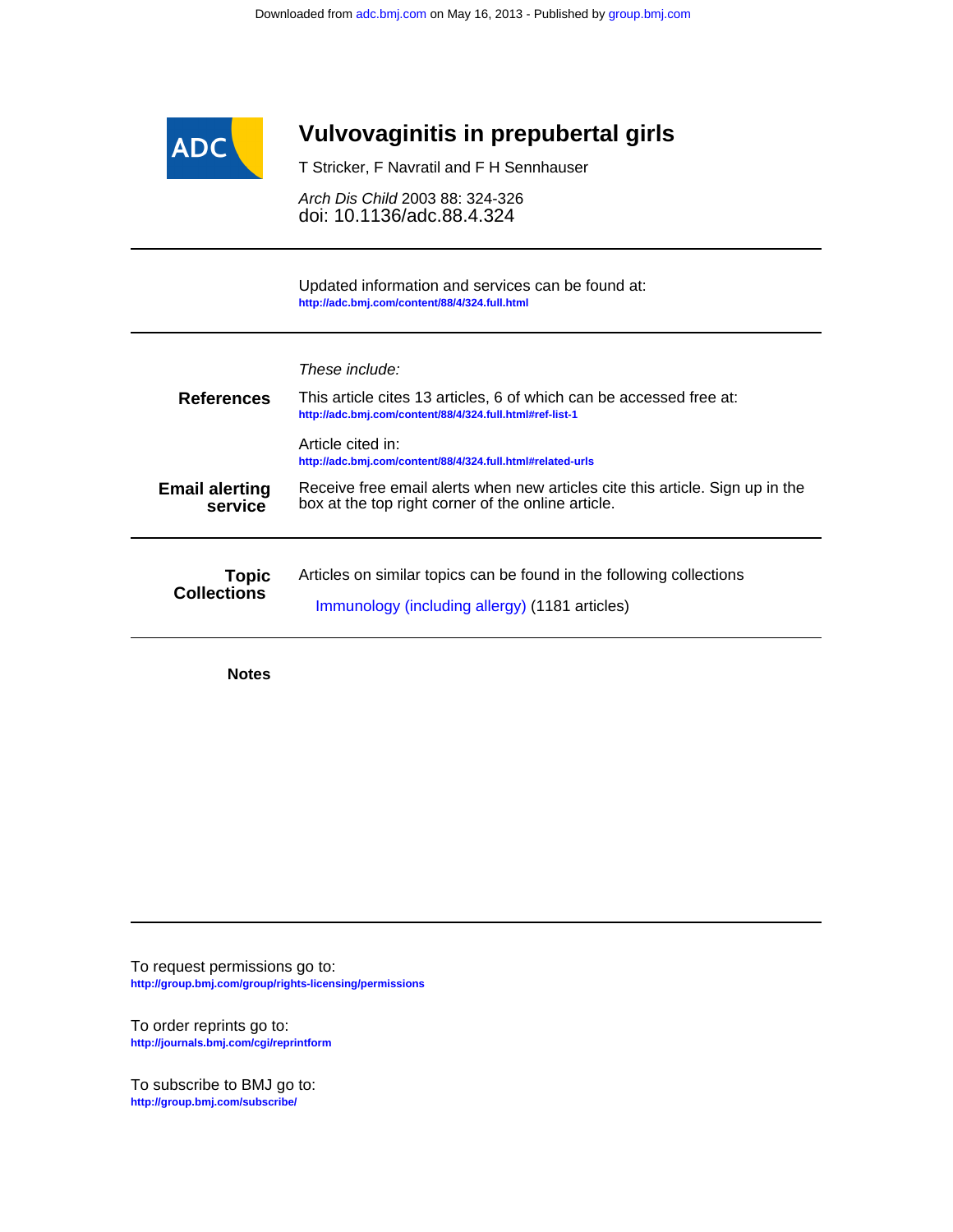Downloaded from adc.bmj.com on May 16, 2013 - Published by group.bmj.com

# Vulvovaginitis in prepubertal girls

T Stricker, F Navratil and F H Sennhauser

*Arch Dis Child* 2003 88: 324-326
doi: 10.1136/adc.88.4.324

Updated information and services can be found at:
**http://adc.bmj.com/content/88/4/324.full.html**

*These include:*

**References**

This article cites 13 articles, 6 of which can be accessed free at:
**http://adc.bmj.com/content/88/4/324.full.html#ref-list-1**

Article cited in:
**http://adc.bmj.com/content/88/4/324.full.html#related-urls**

**Email alerting service**

Receive free email alerts when new articles cite this article. Sign up in the box at the top right corner of the online article.

**Topic Collections**

Articles on similar topics can be found in the following collections

Immunology (including allergy) (1181 articles)

**Notes**

To request permissions go to:
**http://group.bmj.com/group/rights-licensing/permissions**

To order reprints go to:
**http://journals.bmj.com/cgi/reprintform**

To subscribe to BMJ go to:
**http://group.bmj.com/subscribe/**